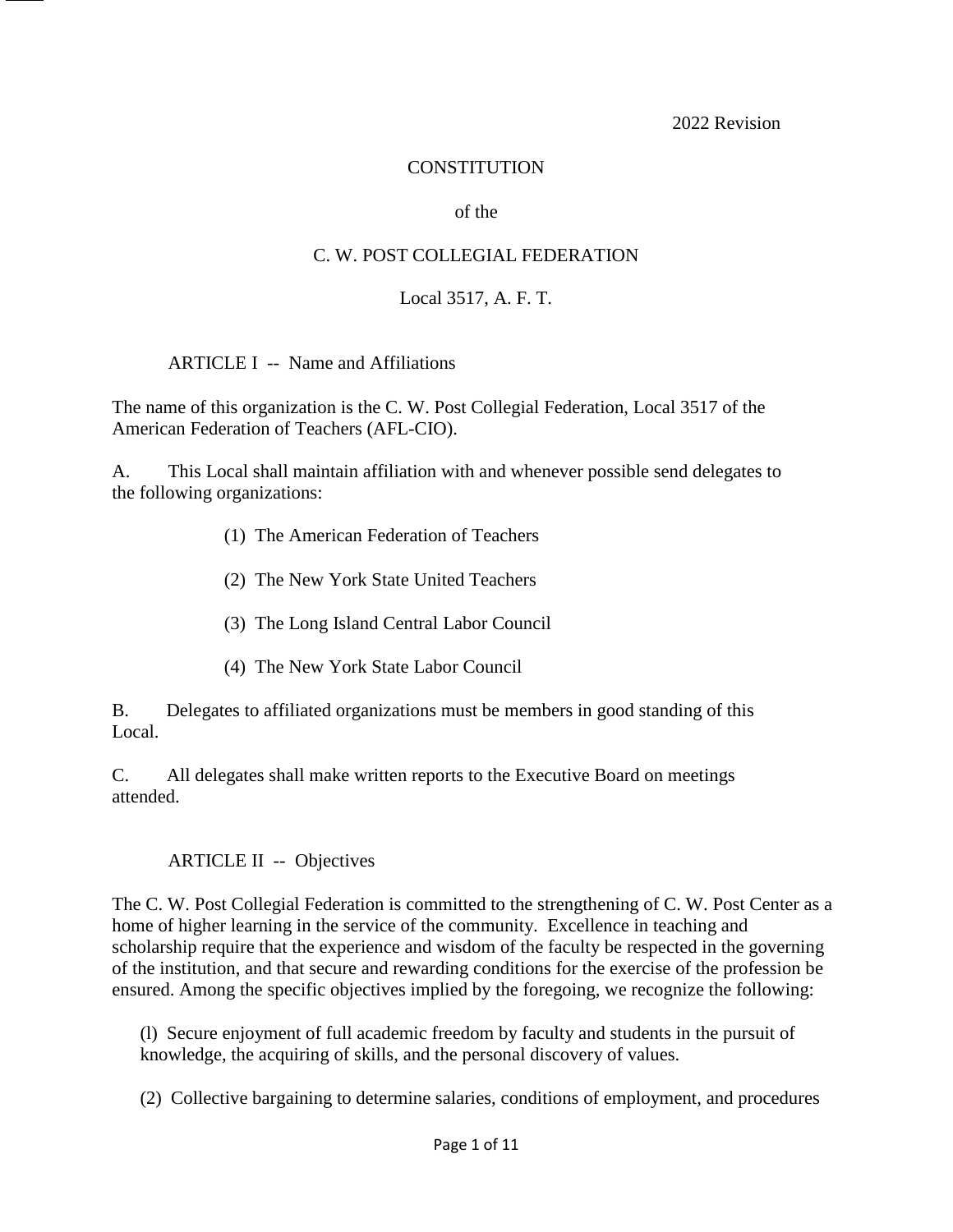2022 Revision

# CONSTITUTION

of the

# C. W. POST COLLEGIAL FEDERATION

Local 3517, A. F. T.

## ARTICLE I -- Name and Affiliations

The name of this organization is the C. W. Post Collegial Federation, Local 3517 of the American Federation of Teachers (AFL-CIO).

A. This Local shall maintain affiliation with and whenever possible send delegates to the following organizations:

(1) The American Federation of Teachers

(2) The New York State United Teachers

(3) The Long Island Central Labor Council

(4) The New York State Labor Council

B. Delegates to affiliated organizations must be members in good standing of this Local.

C. All delegates shall make written reports to the Executive Board on meetings attended.

## ARTICLE II -- Objectives

The C. W. Post Collegial Federation is committed to the strengthening of C. W. Post Center as a home of higher learning in the service of the community. Excellence in teaching and scholarship require that the experience and wisdom of the faculty be respected in the governing of the institution, and that secure and rewarding conditions for the exercise of the profession be ensured. Among the specific objectives implied by the foregoing, we recognize the following:

(l) Secure enjoyment of full academic freedom by faculty and students in the pursuit of knowledge, the acquiring of skills, and the personal discovery of values.

(2) Collective bargaining to determine salaries, conditions of employment, and procedures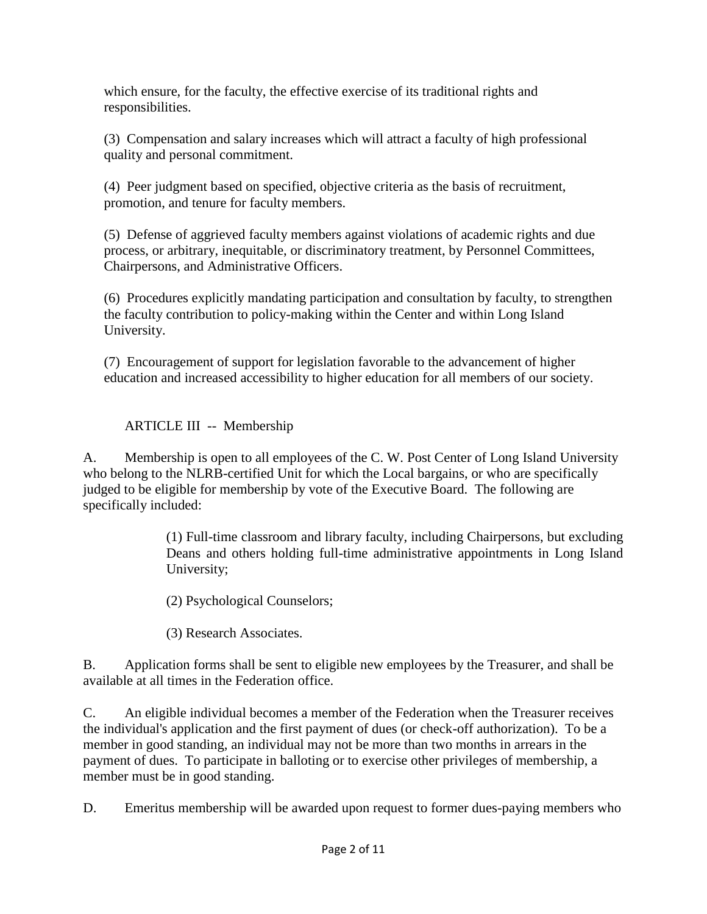which ensure, for the faculty, the effective exercise of its traditional rights and responsibilities.

(3) Compensation and salary increases which will attract a faculty of high professional quality and personal commitment.

(4) Peer judgment based on specified, objective criteria as the basis of recruitment, promotion, and tenure for faculty members.

(5) Defense of aggrieved faculty members against violations of academic rights and due process, or arbitrary, inequitable, or discriminatory treatment, by Personnel Committees, Chairpersons, and Administrative Officers.

(6) Procedures explicitly mandating participation and consultation by faculty, to strengthen the faculty contribution to policy-making within the Center and within Long Island University.

(7) Encouragement of support for legislation favorable to the advancement of higher education and increased accessibility to higher education for all members of our society.

## ARTICLE III -- Membership

A. Membership is open to all employees of the C. W. Post Center of Long Island University who belong to the NLRB-certified Unit for which the Local bargains, or who are specifically judged to be eligible for membership by vote of the Executive Board. The following are specifically included:

> (1) Full-time classroom and library faculty, including Chairpersons, but excluding Deans and others holding full-time administrative appointments in Long Island University;
>
> (2) Psychological Counselors;
>
> (3) Research Associates.

B. Application forms shall be sent to eligible new employees by the Treasurer, and shall be available at all times in the Federation office.

C. An eligible individual becomes a member of the Federation when the Treasurer receives the individual's application and the first payment of dues (or check-off authorization). To be a member in good standing, an individual may not be more than two months in arrears in the payment of dues. To participate in balloting or to exercise other privileges of membership, a member must be in good standing.

D. Emeritus membership will be awarded upon request to former dues-paying members who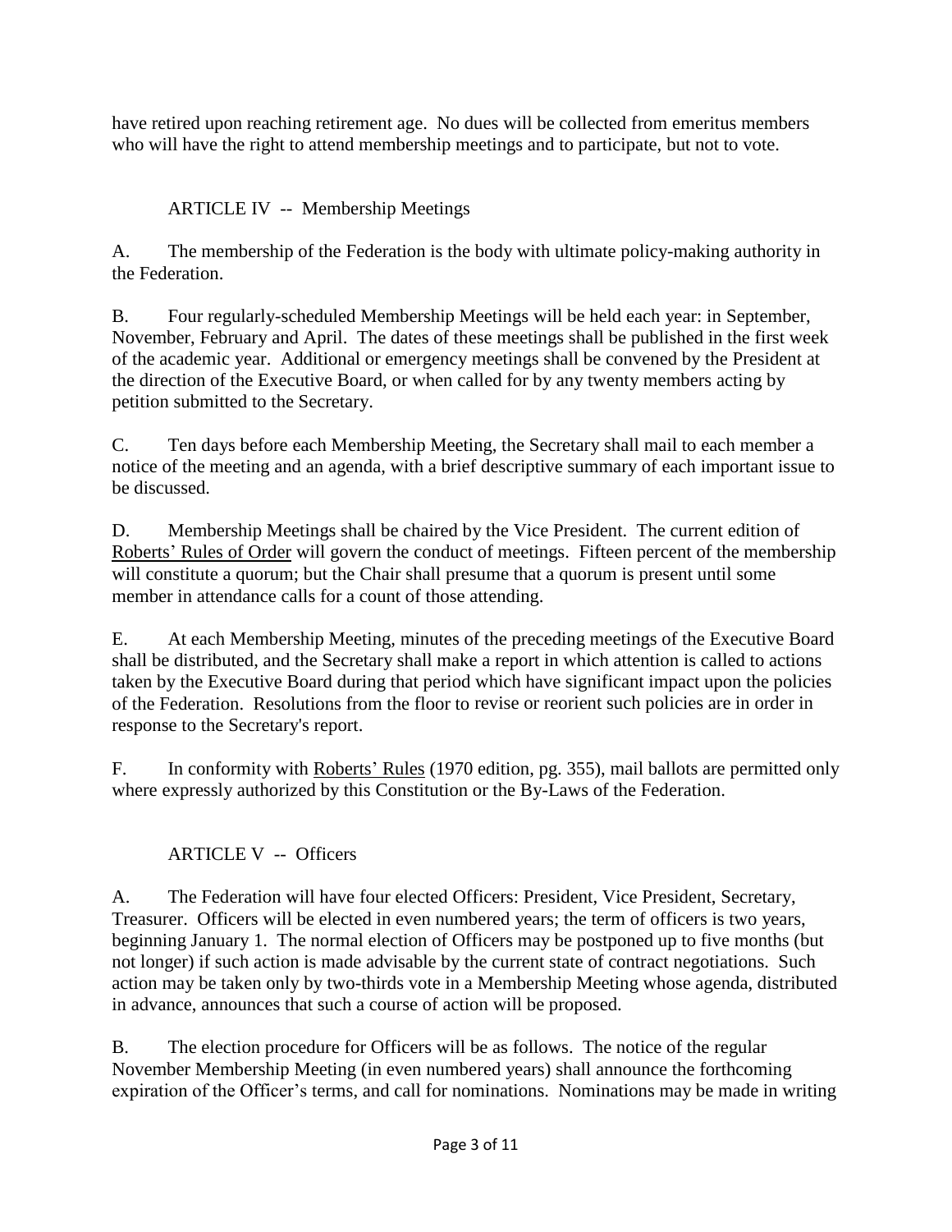have retired upon reaching retirement age. No dues will be collected from emeritus members who will have the right to attend membership meetings and to participate, but not to vote.

## ARTICLE IV -- Membership Meetings

A. The membership of the Federation is the body with ultimate policy-making authority in the Federation.

B. Four regularly-scheduled Membership Meetings will be held each year: in September, November, February and April. The dates of these meetings shall be published in the first week of the academic year. Additional or emergency meetings shall be convened by the President at the direction of the Executive Board, or when called for by any twenty members acting by petition submitted to the Secretary.

C. Ten days before each Membership Meeting, the Secretary shall mail to each member a notice of the meeting and an agenda, with a brief descriptive summary of each important issue to be discussed.

D. Membership Meetings shall be chaired by the Vice President. The current edition of Roberts' Rules of Order will govern the conduct of meetings. Fifteen percent of the membership will constitute a quorum; but the Chair shall presume that a quorum is present until some member in attendance calls for a count of those attending.

E. At each Membership Meeting, minutes of the preceding meetings of the Executive Board shall be distributed, and the Secretary shall make a report in which attention is called to actions taken by the Executive Board during that period which have significant impact upon the policies of the Federation. Resolutions from the floor to revise or reorient such policies are in order in response to the Secretary's report.

F. In conformity with Roberts' Rules (1970 edition, pg. 355), mail ballots are permitted only where expressly authorized by this Constitution or the By-Laws of the Federation.

## ARTICLE V -- Officers

A. The Federation will have four elected Officers: President, Vice President, Secretary, Treasurer. Officers will be elected in even numbered years; the term of officers is two years, beginning January 1. The normal election of Officers may be postponed up to five months (but not longer) if such action is made advisable by the current state of contract negotiations. Such action may be taken only by two-thirds vote in a Membership Meeting whose agenda, distributed in advance, announces that such a course of action will be proposed.

B. The election procedure for Officers will be as follows. The notice of the regular November Membership Meeting (in even numbered years) shall announce the forthcoming expiration of the Officer's terms, and call for nominations. Nominations may be made in writing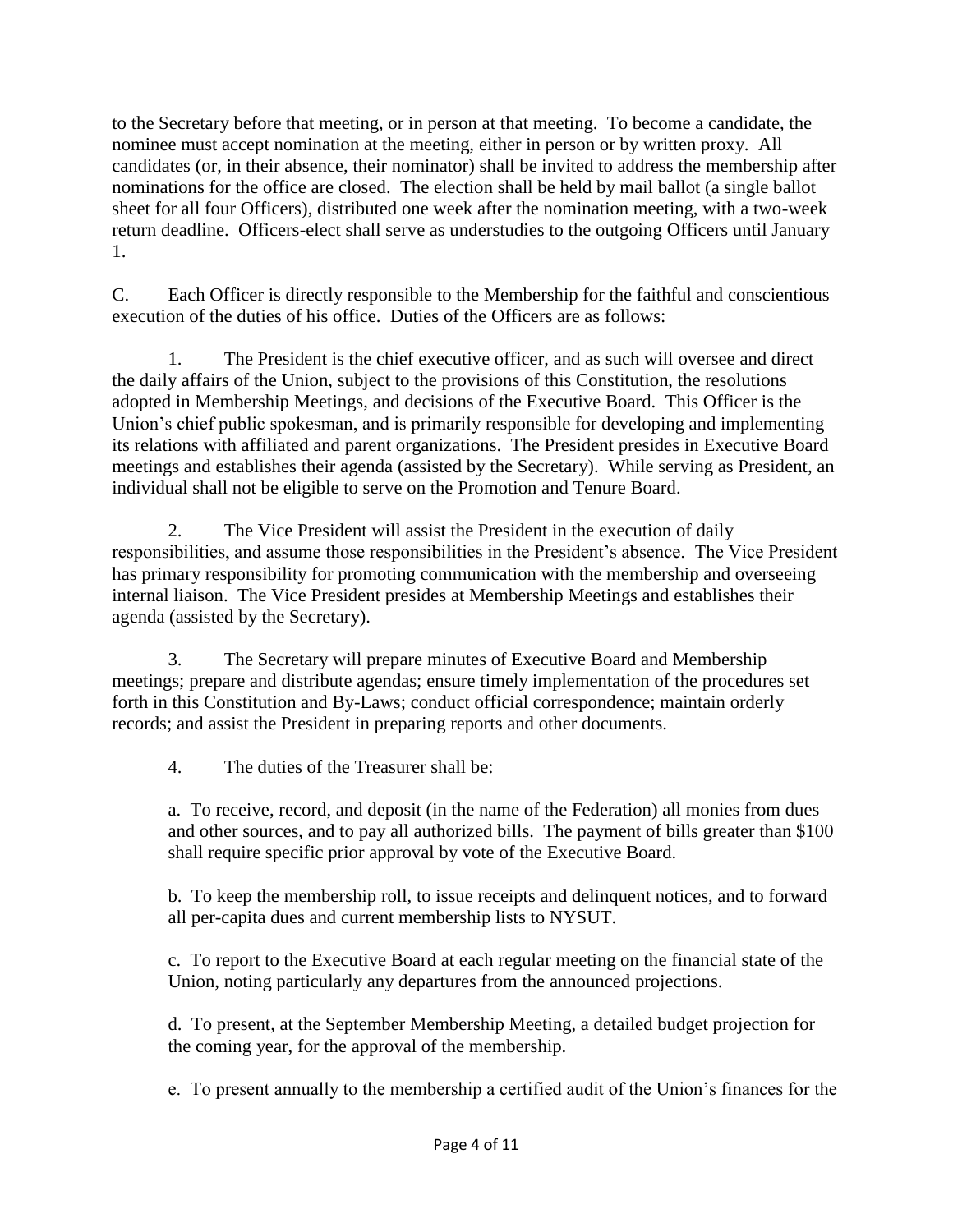to the Secretary before that meeting, or in person at that meeting. To become a candidate, the nominee must accept nomination at the meeting, either in person or by written proxy. All candidates (or, in their absence, their nominator) shall be invited to address the membership after nominations for the office are closed. The election shall be held by mail ballot (a single ballot sheet for all four Officers), distributed one week after the nomination meeting, with a two-week return deadline. Officers-elect shall serve as understudies to the outgoing Officers until January 1.

C. Each Officer is directly responsible to the Membership for the faithful and conscientious execution of the duties of his office. Duties of the Officers are as follows:

1. The President is the chief executive officer, and as such will oversee and direct the daily affairs of the Union, subject to the provisions of this Constitution, the resolutions adopted in Membership Meetings, and decisions of the Executive Board. This Officer is the Union's chief public spokesman, and is primarily responsible for developing and implementing its relations with affiliated and parent organizations. The President presides in Executive Board meetings and establishes their agenda (assisted by the Secretary). While serving as President, an individual shall not be eligible to serve on the Promotion and Tenure Board.

2. The Vice President will assist the President in the execution of daily responsibilities, and assume those responsibilities in the President's absence. The Vice President has primary responsibility for promoting communication with the membership and overseeing internal liaison. The Vice President presides at Membership Meetings and establishes their agenda (assisted by the Secretary).

3. The Secretary will prepare minutes of Executive Board and Membership meetings; prepare and distribute agendas; ensure timely implementation of the procedures set forth in this Constitution and By-Laws; conduct official correspondence; maintain orderly records; and assist the President in preparing reports and other documents.

4. The duties of the Treasurer shall be:

a. To receive, record, and deposit (in the name of the Federation) all monies from dues and other sources, and to pay all authorized bills. The payment of bills greater than $100 shall require specific prior approval by vote of the Executive Board.

b. To keep the membership roll, to issue receipts and delinquent notices, and to forward all per-capita dues and current membership lists to NYSUT.

c. To report to the Executive Board at each regular meeting on the financial state of the Union, noting particularly any departures from the announced projections.

d. To present, at the September Membership Meeting, a detailed budget projection for the coming year, for the approval of the membership.

e. To present annually to the membership a certified audit of the Union's finances for the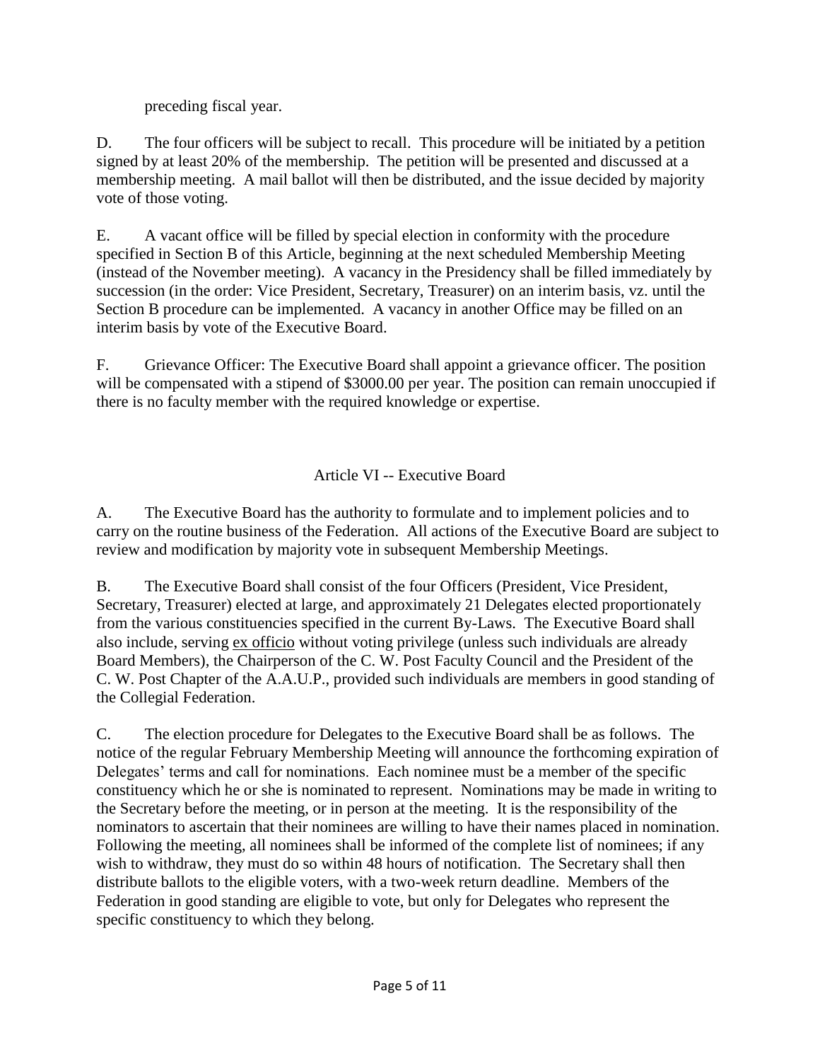preceding fiscal year.

D. The four officers will be subject to recall. This procedure will be initiated by a petition signed by at least 20% of the membership. The petition will be presented and discussed at a membership meeting. A mail ballot will then be distributed, and the issue decided by majority vote of those voting.

E. A vacant office will be filled by special election in conformity with the procedure specified in Section B of this Article, beginning at the next scheduled Membership Meeting (instead of the November meeting). A vacancy in the Presidency shall be filled immediately by succession (in the order: Vice President, Secretary, Treasurer) on an interim basis, vz. until the Section B procedure can be implemented. A vacancy in another Office may be filled on an interim basis by vote of the Executive Board.

F. Grievance Officer: The Executive Board shall appoint a grievance officer. The position will be compensated with a stipend of $3000.00 per year. The position can remain unoccupied if there is no faculty member with the required knowledge or expertise.

## Article VI -- Executive Board

A. The Executive Board has the authority to formulate and to implement policies and to carry on the routine business of the Federation. All actions of the Executive Board are subject to review and modification by majority vote in subsequent Membership Meetings.

B. The Executive Board shall consist of the four Officers (President, Vice President, Secretary, Treasurer) elected at large, and approximately 21 Delegates elected proportionately from the various constituencies specified in the current By-Laws. The Executive Board shall also include, serving ex officio without voting privilege (unless such individuals are already Board Members), the Chairperson of the C. W. Post Faculty Council and the President of the C. W. Post Chapter of the A.A.U.P., provided such individuals are members in good standing of the Collegial Federation.

C. The election procedure for Delegates to the Executive Board shall be as follows. The notice of the regular February Membership Meeting will announce the forthcoming expiration of Delegates' terms and call for nominations. Each nominee must be a member of the specific constituency which he or she is nominated to represent. Nominations may be made in writing to the Secretary before the meeting, or in person at the meeting. It is the responsibility of the nominators to ascertain that their nominees are willing to have their names placed in nomination. Following the meeting, all nominees shall be informed of the complete list of nominees; if any wish to withdraw, they must do so within 48 hours of notification. The Secretary shall then distribute ballots to the eligible voters, with a two-week return deadline. Members of the Federation in good standing are eligible to vote, but only for Delegates who represent the specific constituency to which they belong.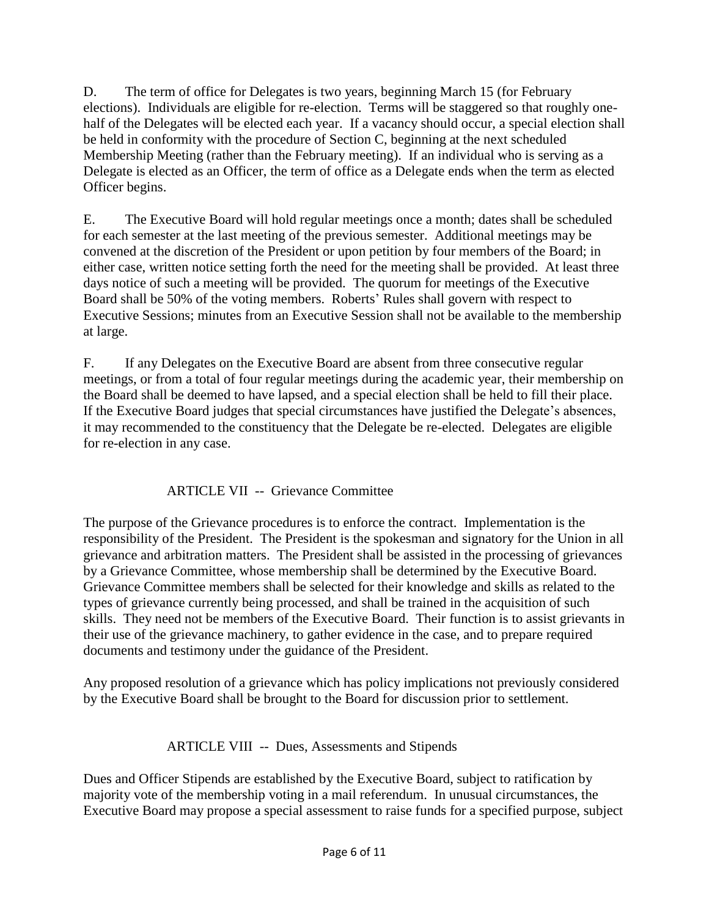D. The term of office for Delegates is two years, beginning March 15 (for February elections). Individuals are eligible for re-election. Terms will be staggered so that roughly one-half of the Delegates will be elected each year. If a vacancy should occur, a special election shall be held in conformity with the procedure of Section C, beginning at the next scheduled Membership Meeting (rather than the February meeting). If an individual who is serving as a Delegate is elected as an Officer, the term of office as a Delegate ends when the term as elected Officer begins.

E. The Executive Board will hold regular meetings once a month; dates shall be scheduled for each semester at the last meeting of the previous semester. Additional meetings may be convened at the discretion of the President or upon petition by four members of the Board; in either case, written notice setting forth the need for the meeting shall be provided. At least three days notice of such a meeting will be provided. The quorum for meetings of the Executive Board shall be 50% of the voting members. Roberts' Rules shall govern with respect to Executive Sessions; minutes from an Executive Session shall not be available to the membership at large.

F. If any Delegates on the Executive Board are absent from three consecutive regular meetings, or from a total of four regular meetings during the academic year, their membership on the Board shall be deemed to have lapsed, and a special election shall be held to fill their place. If the Executive Board judges that special circumstances have justified the Delegate's absences, it may recommended to the constituency that the Delegate be re-elected. Delegates are eligible for re-election in any case.

## ARTICLE VII -- Grievance Committee

The purpose of the Grievance procedures is to enforce the contract. Implementation is the responsibility of the President. The President is the spokesman and signatory for the Union in all grievance and arbitration matters. The President shall be assisted in the processing of grievances by a Grievance Committee, whose membership shall be determined by the Executive Board. Grievance Committee members shall be selected for their knowledge and skills as related to the types of grievance currently being processed, and shall be trained in the acquisition of such skills. They need not be members of the Executive Board. Their function is to assist grievants in their use of the grievance machinery, to gather evidence in the case, and to prepare required documents and testimony under the guidance of the President.

Any proposed resolution of a grievance which has policy implications not previously considered by the Executive Board shall be brought to the Board for discussion prior to settlement.

## ARTICLE VIII -- Dues, Assessments and Stipends

Dues and Officer Stipends are established by the Executive Board, subject to ratification by majority vote of the membership voting in a mail referendum. In unusual circumstances, the Executive Board may propose a special assessment to raise funds for a specified purpose, subject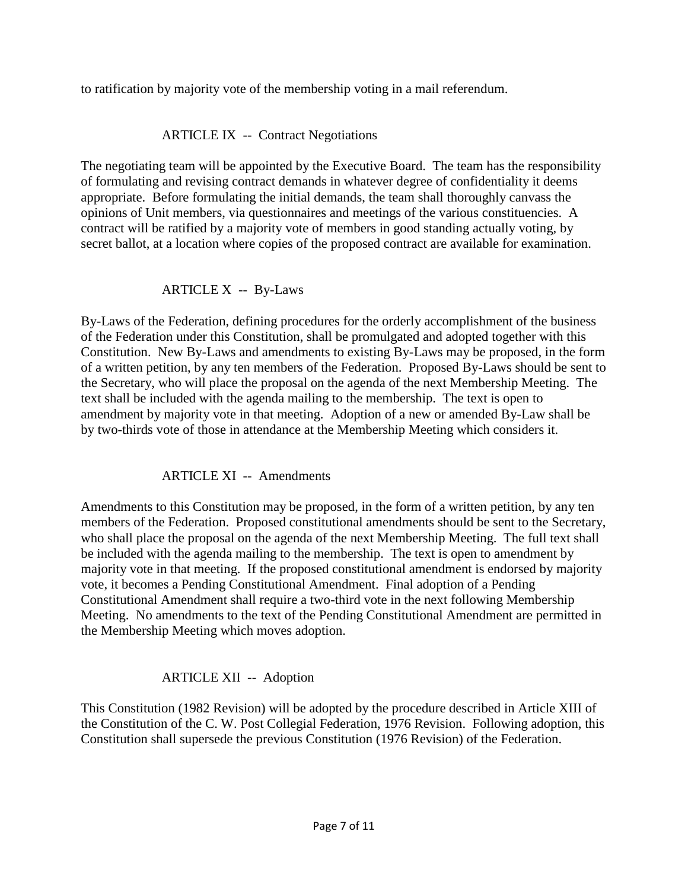to ratification by majority vote of the membership voting in a mail referendum.

## ARTICLE IX -- Contract Negotiations

The negotiating team will be appointed by the Executive Board. The team has the responsibility of formulating and revising contract demands in whatever degree of confidentiality it deems appropriate. Before formulating the initial demands, the team shall thoroughly canvass the opinions of Unit members, via questionnaires and meetings of the various constituencies. A contract will be ratified by a majority vote of members in good standing actually voting, by secret ballot, at a location where copies of the proposed contract are available for examination.

## ARTICLE X -- By-Laws

By-Laws of the Federation, defining procedures for the orderly accomplishment of the business of the Federation under this Constitution, shall be promulgated and adopted together with this Constitution. New By-Laws and amendments to existing By-Laws may be proposed, in the form of a written petition, by any ten members of the Federation. Proposed By-Laws should be sent to the Secretary, who will place the proposal on the agenda of the next Membership Meeting. The text shall be included with the agenda mailing to the membership. The text is open to amendment by majority vote in that meeting. Adoption of a new or amended By-Law shall be by two-thirds vote of those in attendance at the Membership Meeting which considers it.

## ARTICLE XI -- Amendments

Amendments to this Constitution may be proposed, in the form of a written petition, by any ten members of the Federation. Proposed constitutional amendments should be sent to the Secretary, who shall place the proposal on the agenda of the next Membership Meeting. The full text shall be included with the agenda mailing to the membership. The text is open to amendment by majority vote in that meeting. If the proposed constitutional amendment is endorsed by majority vote, it becomes a Pending Constitutional Amendment. Final adoption of a Pending Constitutional Amendment shall require a two-third vote in the next following Membership Meeting. No amendments to the text of the Pending Constitutional Amendment are permitted in the Membership Meeting which moves adoption.

## ARTICLE XII -- Adoption

This Constitution (1982 Revision) will be adopted by the procedure described in Article XIII of the Constitution of the C. W. Post Collegial Federation, 1976 Revision. Following adoption, this Constitution shall supersede the previous Constitution (1976 Revision) of the Federation.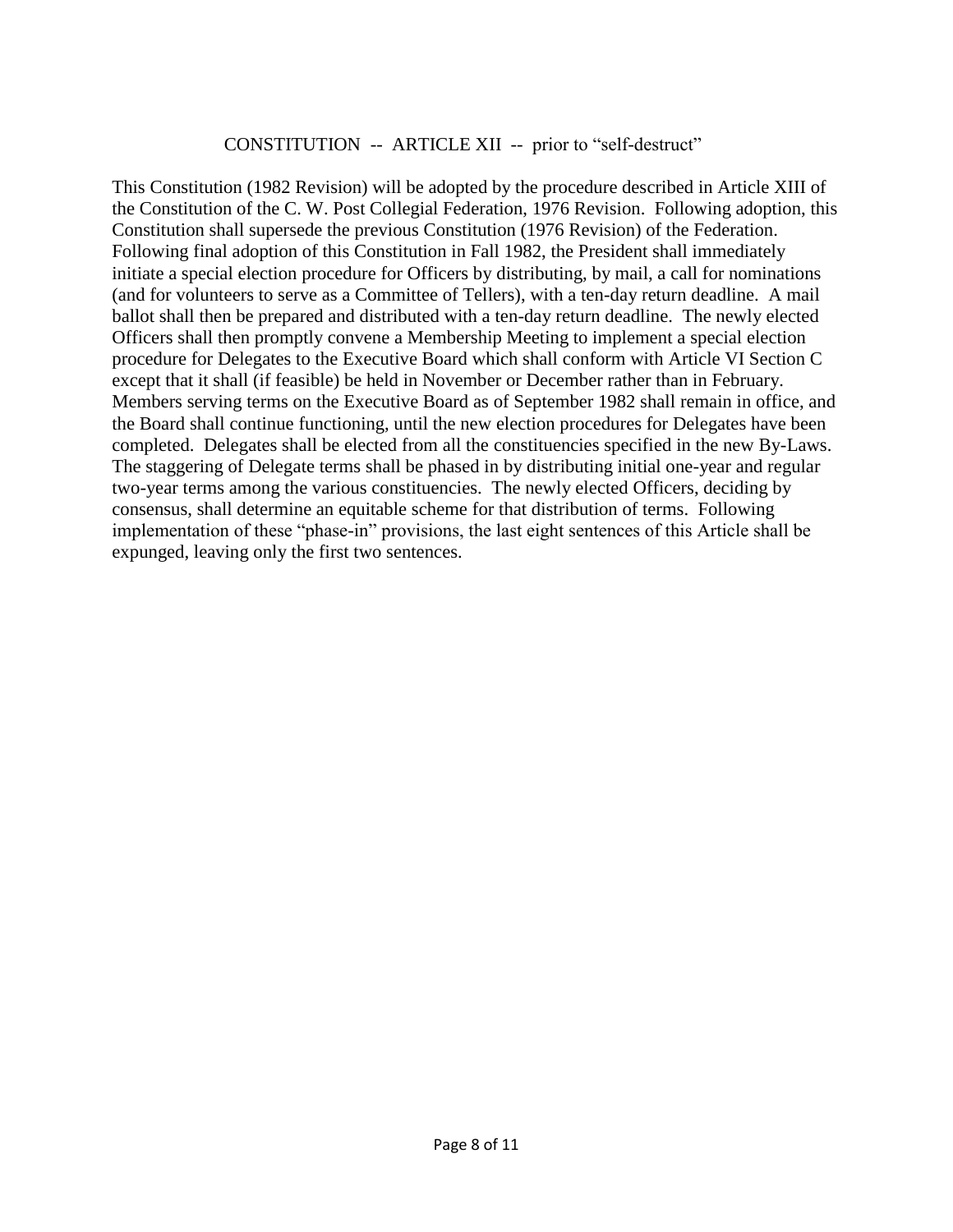## CONSTITUTION -- ARTICLE XII -- prior to "self-destruct"

This Constitution (1982 Revision) will be adopted by the procedure described in Article XIII of the Constitution of the C. W. Post Collegial Federation, 1976 Revision. Following adoption, this Constitution shall supersede the previous Constitution (1976 Revision) of the Federation. Following final adoption of this Constitution in Fall 1982, the President shall immediately initiate a special election procedure for Officers by distributing, by mail, a call for nominations (and for volunteers to serve as a Committee of Tellers), with a ten-day return deadline. A mail ballot shall then be prepared and distributed with a ten-day return deadline. The newly elected Officers shall then promptly convene a Membership Meeting to implement a special election procedure for Delegates to the Executive Board which shall conform with Article VI Section C except that it shall (if feasible) be held in November or December rather than in February. Members serving terms on the Executive Board as of September 1982 shall remain in office, and the Board shall continue functioning, until the new election procedures for Delegates have been completed. Delegates shall be elected from all the constituencies specified in the new By-Laws. The staggering of Delegate terms shall be phased in by distributing initial one-year and regular two-year terms among the various constituencies. The newly elected Officers, deciding by consensus, shall determine an equitable scheme for that distribution of terms. Following implementation of these "phase-in" provisions, the last eight sentences of this Article shall be expunged, leaving only the first two sentences.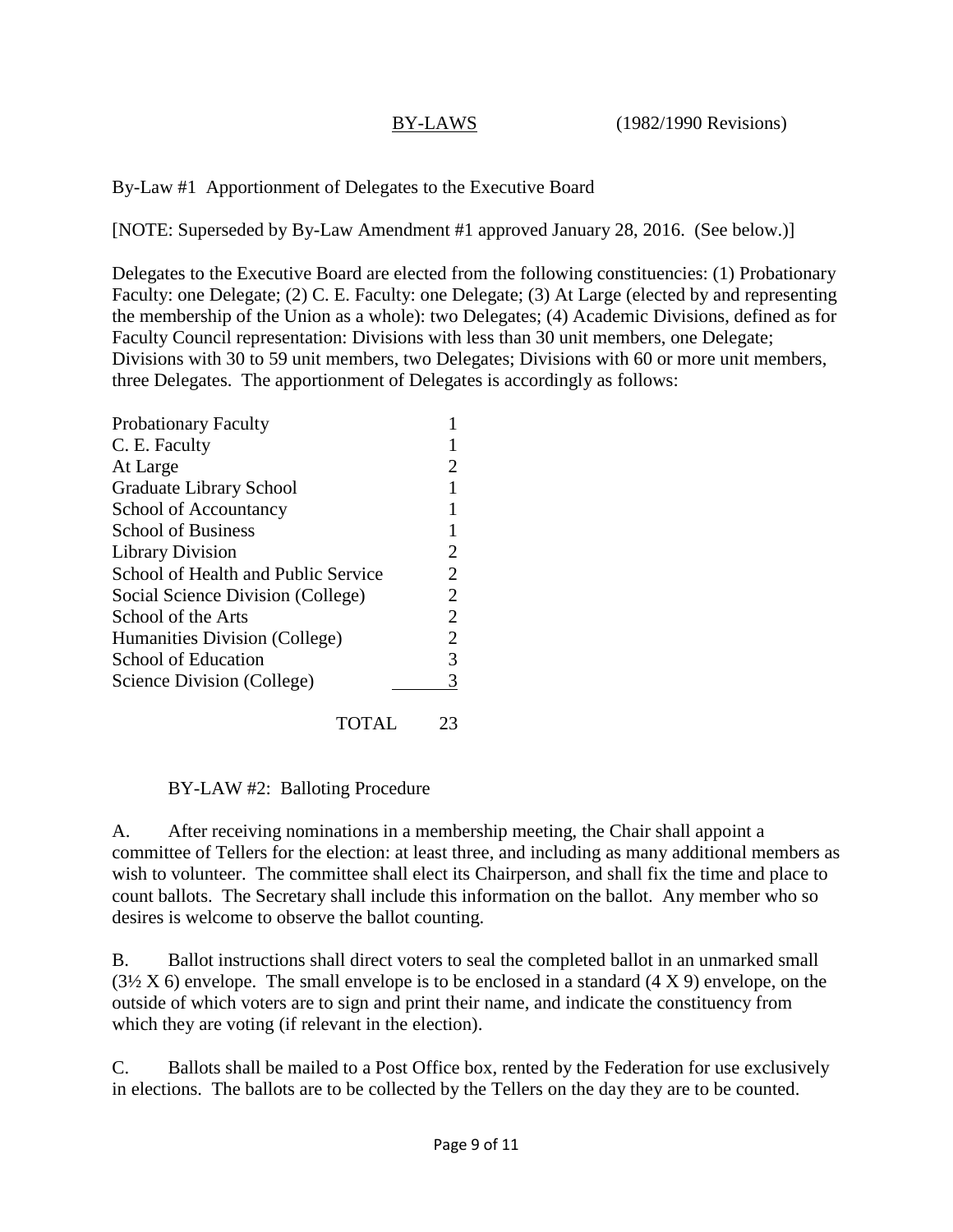BY-LAWS (1982/1990 Revisions)

By-Law #1 Apportionment of Delegates to the Executive Board

[NOTE: Superseded by By-Law Amendment #1 approved January 28, 2016. (See below.)]

Delegates to the Executive Board are elected from the following constituencies: (1) Probationary Faculty: one Delegate; (2) C. E. Faculty: one Delegate; (3) At Large (elected by and representing the membership of the Union as a whole): two Delegates; (4) Academic Divisions, defined as for Faculty Council representation: Divisions with less than 30 unit members, one Delegate; Divisions with 30 to 59 unit members, two Delegates; Divisions with 60 or more unit members, three Delegates. The apportionment of Delegates is accordingly as follows:

| Constituency | Delegates |
|---|---|
| Probationary Faculty | 1 |
| C. E. Faculty | 1 |
| At Large | 2 |
| Graduate Library School | 1 |
| School of Accountancy | 1 |
| School of Business | 1 |
| Library Division | 2 |
| School of Health and Public Service | 2 |
| Social Science Division (College) | 2 |
| School of the Arts | 2 |
| Humanities Division (College) | 2 |
| School of Education | 3 |
| Science Division (College) | 3 |
| TOTAL | 23 |

BY-LAW #2: Balloting Procedure

A. After receiving nominations in a membership meeting, the Chair shall appoint a committee of Tellers for the election: at least three, and including as many additional members as wish to volunteer. The committee shall elect its Chairperson, and shall fix the time and place to count ballots. The Secretary shall include this information on the ballot. Any member who so desires is welcome to observe the ballot counting.

B. Ballot instructions shall direct voters to seal the completed ballot in an unmarked small (3½ X 6) envelope. The small envelope is to be enclosed in a standard (4 X 9) envelope, on the outside of which voters are to sign and print their name, and indicate the constituency from which they are voting (if relevant in the election).

C. Ballots shall be mailed to a Post Office box, rented by the Federation for use exclusively in elections. The ballots are to be collected by the Tellers on the day they are to be counted.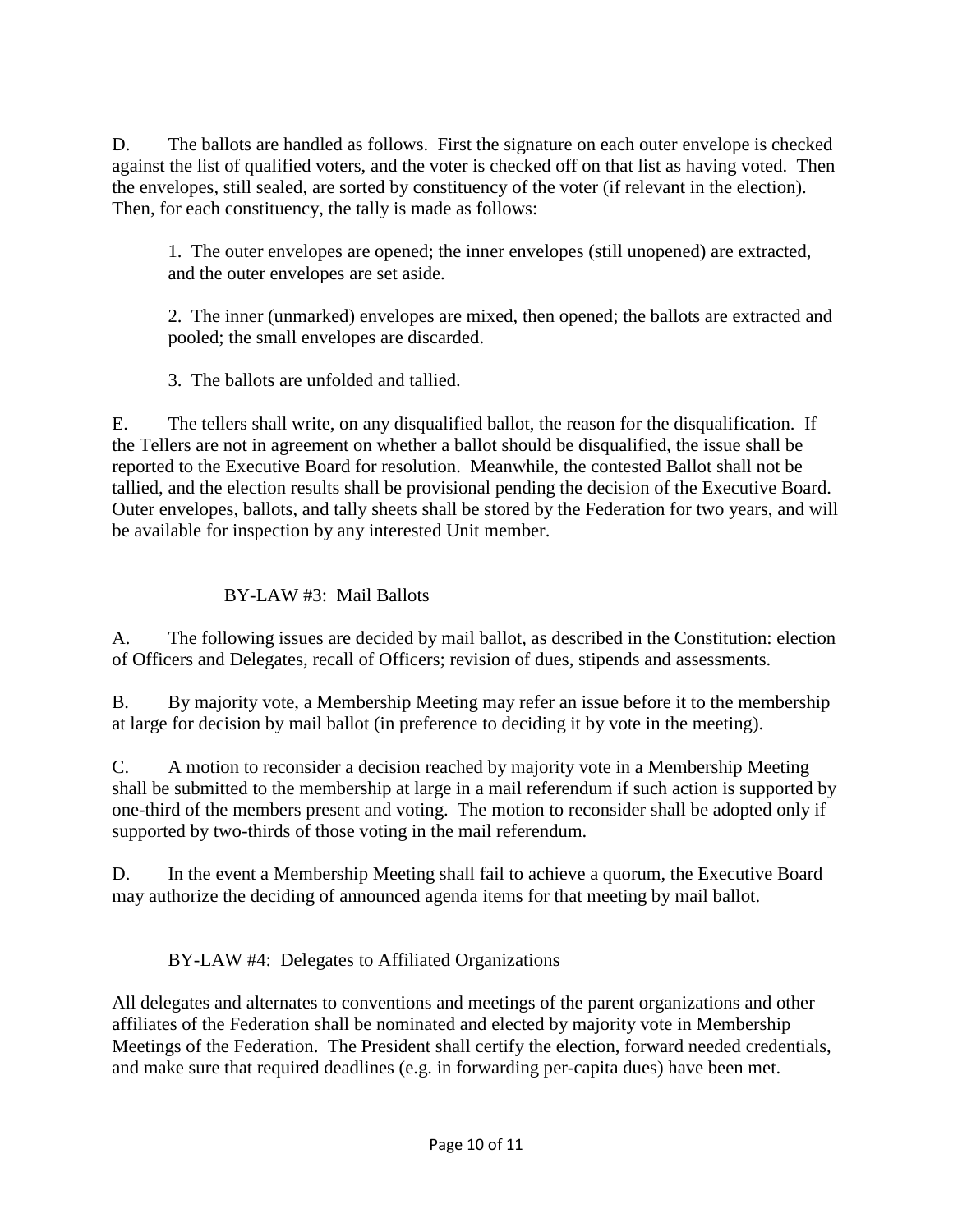D. The ballots are handled as follows. First the signature on each outer envelope is checked against the list of qualified voters, and the voter is checked off on that list as having voted. Then the envelopes, still sealed, are sorted by constituency of the voter (if relevant in the election). Then, for each constituency, the tally is made as follows:

1. The outer envelopes are opened; the inner envelopes (still unopened) are extracted, and the outer envelopes are set aside.

2. The inner (unmarked) envelopes are mixed, then opened; the ballots are extracted and pooled; the small envelopes are discarded.

3. The ballots are unfolded and tallied.

E. The tellers shall write, on any disqualified ballot, the reason for the disqualification. If the Tellers are not in agreement on whether a ballot should be disqualified, the issue shall be reported to the Executive Board for resolution. Meanwhile, the contested Ballot shall not be tallied, and the election results shall be provisional pending the decision of the Executive Board. Outer envelopes, ballots, and tally sheets shall be stored by the Federation for two years, and will be available for inspection by any interested Unit member.

## BY-LAW #3: Mail Ballots

A. The following issues are decided by mail ballot, as described in the Constitution: election of Officers and Delegates, recall of Officers; revision of dues, stipends and assessments.

B. By majority vote, a Membership Meeting may refer an issue before it to the membership at large for decision by mail ballot (in preference to deciding it by vote in the meeting).

C. A motion to reconsider a decision reached by majority vote in a Membership Meeting shall be submitted to the membership at large in a mail referendum if such action is supported by one-third of the members present and voting. The motion to reconsider shall be adopted only if supported by two-thirds of those voting in the mail referendum.

D. In the event a Membership Meeting shall fail to achieve a quorum, the Executive Board may authorize the deciding of announced agenda items for that meeting by mail ballot.

## BY-LAW #4: Delegates to Affiliated Organizations

All delegates and alternates to conventions and meetings of the parent organizations and other affiliates of the Federation shall be nominated and elected by majority vote in Membership Meetings of the Federation. The President shall certify the election, forward needed credentials, and make sure that required deadlines (e.g. in forwarding per-capita dues) have been met.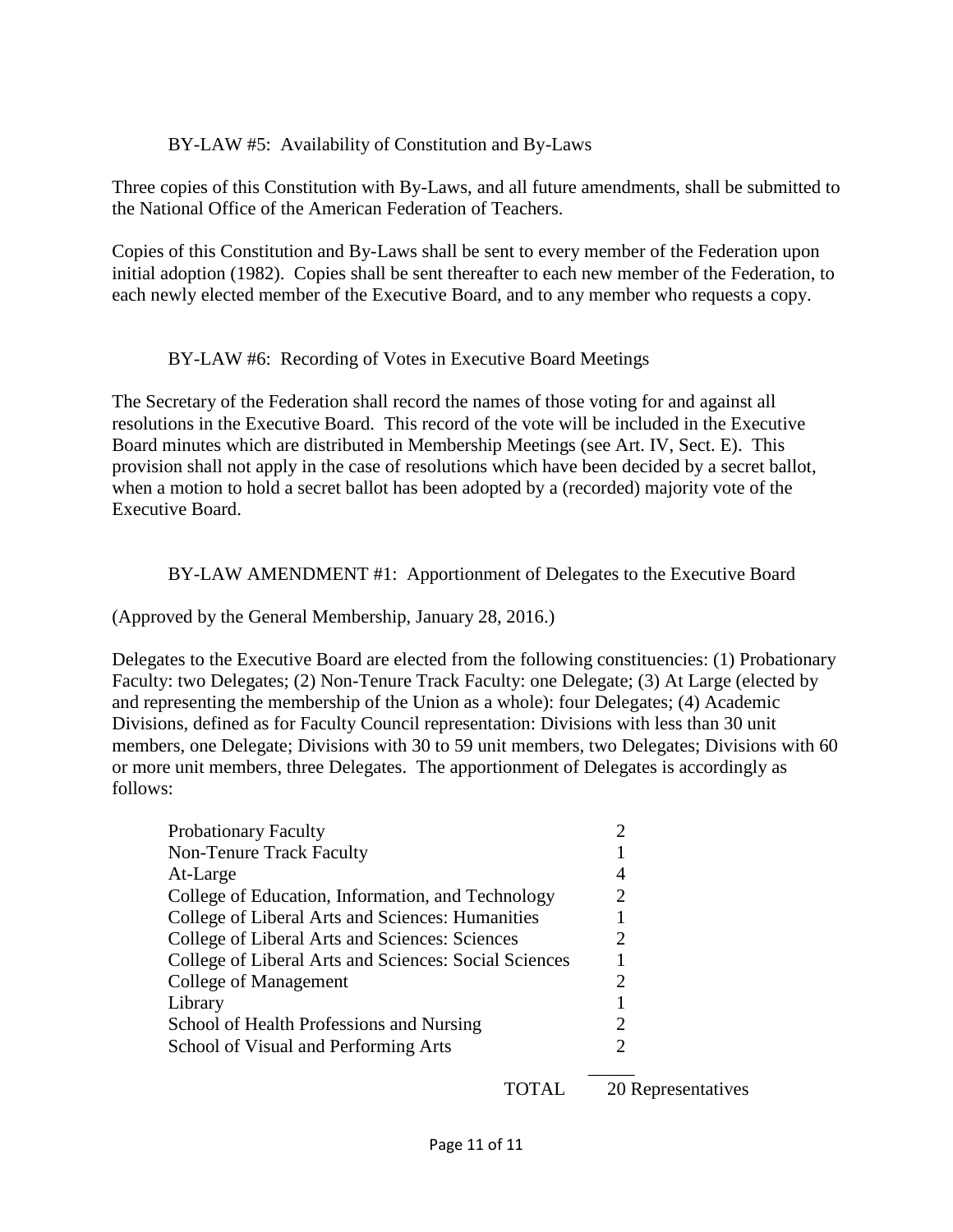### BY-LAW #5: Availability of Constitution and By-Laws

Three copies of this Constitution with By-Laws, and all future amendments, shall be submitted to the National Office of the American Federation of Teachers.

Copies of this Constitution and By-Laws shall be sent to every member of the Federation upon initial adoption (1982). Copies shall be sent thereafter to each new member of the Federation, to each newly elected member of the Executive Board, and to any member who requests a copy.

### BY-LAW #6: Recording of Votes in Executive Board Meetings

The Secretary of the Federation shall record the names of those voting for and against all resolutions in the Executive Board. This record of the vote will be included in the Executive Board minutes which are distributed in Membership Meetings (see Art. IV, Sect. E). This provision shall not apply in the case of resolutions which have been decided by a secret ballot, when a motion to hold a secret ballot has been adopted by a (recorded) majority vote of the Executive Board.

### BY-LAW AMENDMENT #1: Apportionment of Delegates to the Executive Board

(Approved by the General Membership, January 28, 2016.)

Delegates to the Executive Board are elected from the following constituencies: (1) Probationary Faculty: two Delegates; (2) Non-Tenure Track Faculty: one Delegate; (3) At Large (elected by and representing the membership of the Union as a whole): four Delegates; (4) Academic Divisions, defined as for Faculty Council representation: Divisions with less than 30 unit members, one Delegate; Divisions with 30 to 59 unit members, two Delegates; Divisions with 60 or more unit members, three Delegates. The apportionment of Delegates is accordingly as follows:

| | |
|---|---|
| Probationary Faculty | 2 |
| Non-Tenure Track Faculty | 1 |
| At-Large | 4 |
| College of Education, Information, and Technology | 2 |
| College of Liberal Arts and Sciences: Humanities | 1 |
| College of Liberal Arts and Sciences: Sciences | 2 |
| College of Liberal Arts and Sciences: Social Sciences | 1 |
| College of Management | 2 |
| Library | 1 |
| School of Health Professions and Nursing | 2 |
| School of Visual and Performing Arts | 2 |
| TOTAL | 20 Representatives |